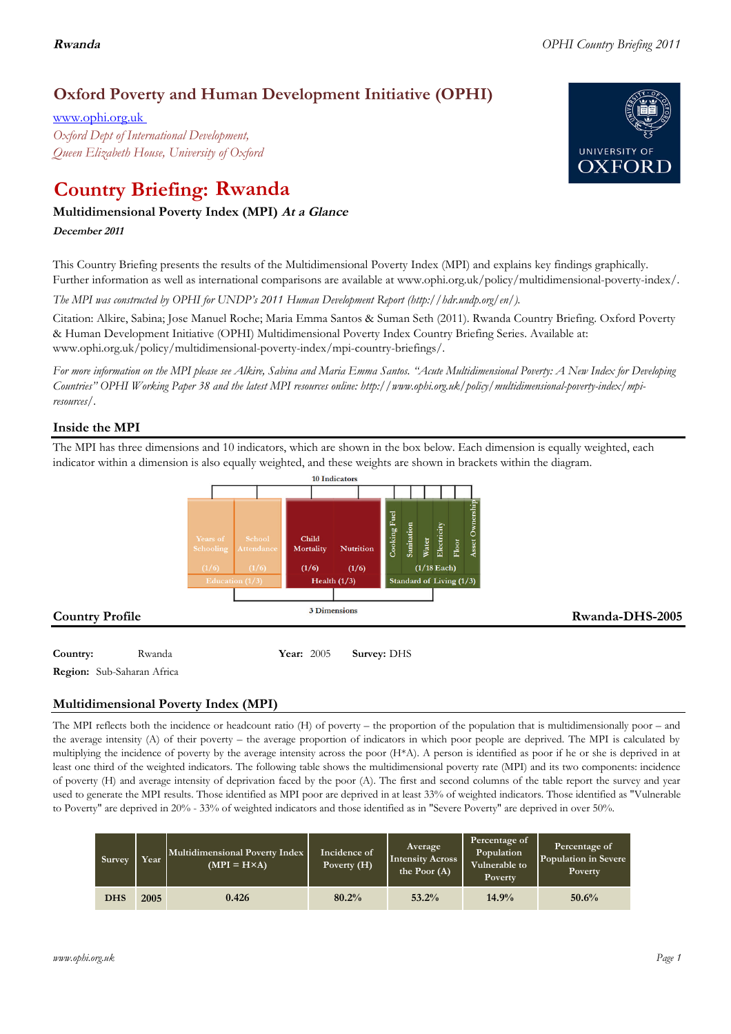# Oxford Poverty and Human Development Initiative (OPHI)

www.ophi.org.uk

*Oxford Dept of International Development,*
*Queen Elizabeth House, University of Oxford*

# Country Briefing: Rwanda

### Multidimensional Poverty Index (MPI) *At a Glance*

***December 2011***

This Country Briefing presents the results of the Multidimensional Poverty Index (MPI) and explains key findings graphically. Further information as well as international comparisons are available at www.ophi.org.uk/policy/multidimensional-poverty-index/.

*The MPI was constructed by OPHI for UNDP's 2011 Human Development Report (http://hdr.undp.org/en/).*

Citation: Alkire, Sabina; Jose Manuel Roche; Maria Emma Santos & Suman Seth (2011). Rwanda Country Briefing. Oxford Poverty & Human Development Initiative (OPHI) Multidimensional Poverty Index Country Briefing Series. Available at: www.ophi.org.uk/policy/multidimensional-poverty-index/mpi-country-briefings/.

*For more information on the MPI please see Alkire, Sabina and Maria Emma Santos. "Acute Multidimensional Poverty: A New Index for Developing Countries" OPHI Working Paper 38 and the latest MPI resources online: http://www.ophi.org.uk/policy/multidimensional-poverty-index/mpi-resources/.*

## Inside the MPI

The MPI has three dimensions and 10 indicators, which are shown in the box below. Each dimension is equally weighted, each indicator within a dimension is also equally weighted, and these weights are shown in brackets within the diagram.

10 Indicators

| Education (1/3) | | Health (1/3) | | Standard of Living (1/3) |
|---|---|---|---|---|
| Years of Schooling (1/6) | School Attendance (1/6) | Child Mortality (1/6) | Nutrition (1/6) | Cooking Fuel, Sanitation, Water, Electricity, Floor, Asset Ownership (1/18 Each) |

3 Dimensions

## Country Profile

**Rwanda-DHS-2005**

**Country:** Rwanda **Year:** 2005 **Survey:** DHS

**Region:** Sub-Saharan Africa

## Multidimensional Poverty Index (MPI)

The MPI reflects both the incidence or headcount ratio (H) of poverty – the proportion of the population that is multidimensionally poor – and the average intensity (A) of their poverty – the average proportion of indicators in which poor people are deprived. The MPI is calculated by multiplying the incidence of poverty by the average intensity across the poor (H\*A). A person is identified as poor if he or she is deprived in at least one third of the weighted indicators. The following table shows the multidimensional poverty rate (MPI) and its two components: incidence of poverty (H) and average intensity of deprivation faced by the poor (A). The first and second columns of the table report the survey and year used to generate the MPI results. Those identified as MPI poor are deprived in at least 33% of weighted indicators. Those identified as "Vulnerable to Poverty" are deprived in 20% - 33% of weighted indicators and those identified as in "Severe Poverty" are deprived in over 50%.

| Survey | Year | Multidimensional Poverty Index (MPI = H×A) | Incidence of Poverty (H) | Average Intensity Across the Poor (A) | Percentage of Population Vulnerable to Poverty | Percentage of Population in Severe Poverty |
|---|---|---|---|---|---|---|
| DHS | 2005 | 0.426 | 80.2% | 53.2% | 14.9% | 50.6% |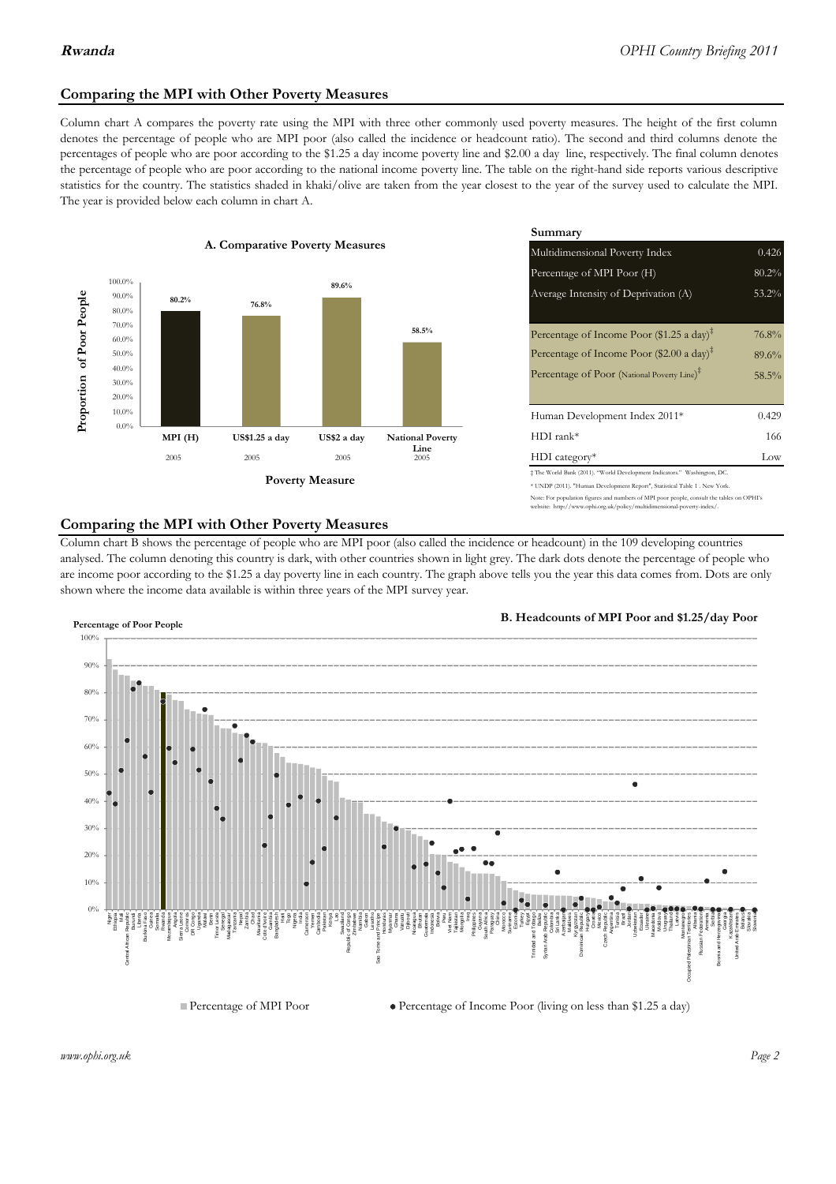## Comparing the MPI with Other Poverty Measures

Column chart A compares the poverty rate using the MPI with three other commonly used poverty measures. The height of the first column denotes the percentage of people who are MPI poor (also called the incidence or headcount ratio). The second and third columns denote the percentages of people who are poor according to the $1.25 a day income poverty line and $2.00 a day line, respectively. The final column denotes the percentage of people who are poor according to the national income poverty line. The table on the right-hand side reports various descriptive statistics for the country. The statistics shaded in khaki/olive are taken from the year closest to the year of the survey used to calculate the MPI. The year is provided below each column in chart A.

**A. Comparative Poverty Measures**

| Poverty Measure | Proportion of Poor People | Year |
|---|---|---|
| MPI (H) | 80.2% | 2005 |
| US$1.25 a day | 76.8% | 2005 |
| US$2 a day | 89.6% | 2005 |
| National Poverty Line | 58.5% | 2005 |

**Summary**

| | |
|---|---|
| Multidimensional Poverty Index | 0.426 |
| Percentage of MPI Poor (H) | 80.2% |
| Average Intensity of Deprivation (A) | 53.2% |
| Percentage of Income Poor ($1.25 a day)‡ | 76.8% |
| Percentage of Income Poor ($2.00 a day)‡ | 89.6% |
| Percentage of Poor (National Poverty Line)‡ | 58.5% |
| Human Development Index 2011* | 0.429 |
| HDI rank* | 166 |
| HDI category* | Low |

‡ The World Bank (2011). "World Development Indicators." Washington, DC.

* UNDP (2011). "Human Development Report", Statistical Table 1 . New York.

Note: For population figures and numbers of MPI poor people, consult the tables on OPHI's website: http://www.ophi.org.uk/policy/multidimensional-poverty-index/.

## Comparing the MPI with Other Poverty Measures

Column chart B shows the percentage of people who are MPI poor (also called the incidence or headcount) in the 109 developing countries analysed. The column denoting this country is dark, with other countries shown in light grey. The dark dots denote the percentage of people who are income poor according to the $1.25 a day poverty line in each country. The graph above tells you the year this data comes from. Dots are only shown where the income data available is within three years of the MPI survey year.

**B. Headcounts of MPI Poor and $1.25/day Poor**

■ Percentage of MPI Poor ● Percentage of Income Poor (living on less than $1.25 a day)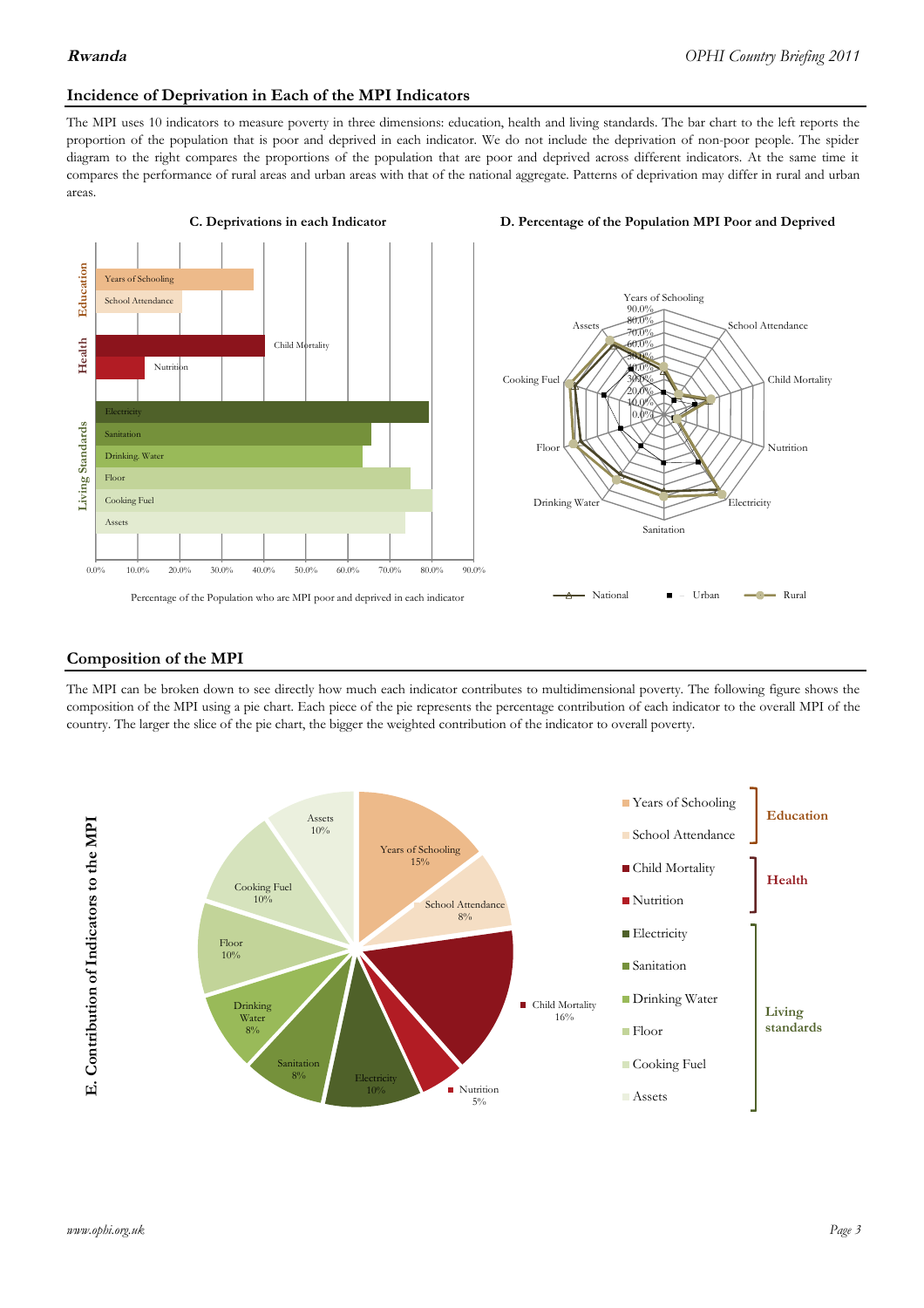## Incidence of Deprivation in Each of the MPI Indicators

The MPI uses 10 indicators to measure poverty in three dimensions: education, health and living standards. The bar chart to the left reports the proportion of the population that is poor and deprived in each indicator. We do not include the deprivation of non-poor people. The spider diagram to the right compares the proportions of the population that are poor and deprived across different indicators. At the same time it compares the performance of rural areas and urban areas with that of the national aggregate. Patterns of deprivation may differ in rural and urban areas.

**C. Deprivations in each Indicator**

Percentage of the Population who are MPI poor and deprived in each indicator

**D. Percentage of the Population MPI Poor and Deprived**

## Composition of the MPI

The MPI can be broken down to see directly how much each indicator contributes to multidimensional poverty. The following figure shows the composition of the MPI using a pie chart. Each piece of the pie represents the percentage contribution of each indicator to the overall MPI of the country. The larger the slice of the pie chart, the bigger the weighted contribution of the indicator to overall poverty.

**E. Contribution of Indicators to the MPI**

| Dimension | Indicator | Contribution |
|---|---|---|
| Education | Years of Schooling | 15% |
| Education | School Attendance | 8% |
| Health | Child Mortality | 16% |
| Health | Nutrition | 5% |
| Living standards | Electricity | 10% |
| Living standards | Sanitation | 8% |
| Living standards | Drinking Water | 8% |
| Living standards | Floor | 10% |
| Living standards | Cooking Fuel | 10% |
| Living standards | Assets | 10% |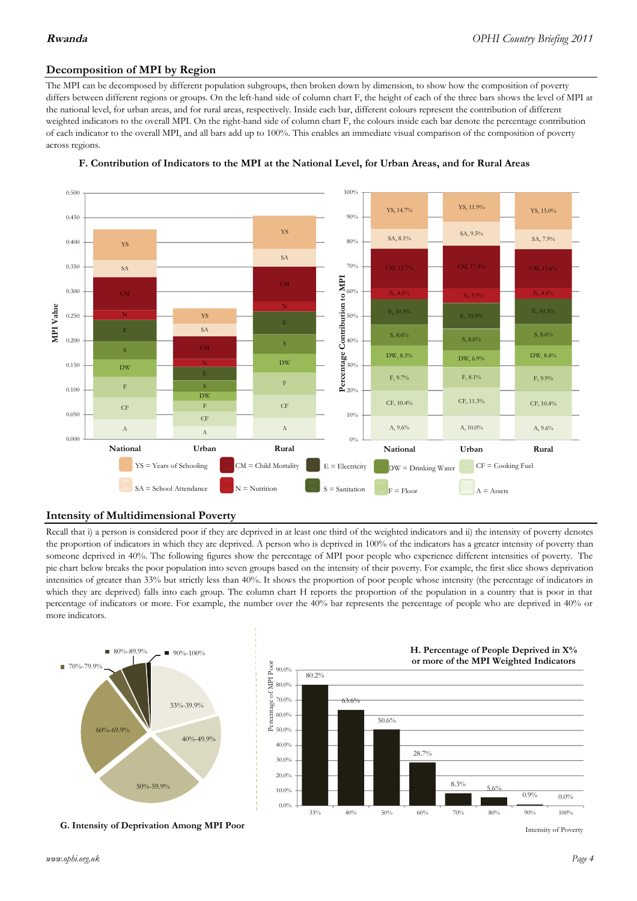## Decomposition of MPI by Region

The MPI can be decomposed by different population subgroups, then broken down by dimension, to show how the composition of poverty differs between different regions or groups. On the left-hand side of column chart F, the height of each of the three bars shows the level of MPI at the national level, for urban areas, and for rural areas, respectively. Inside each bar, different colours represent the contribution of different weighted indicators to the overall MPI. On the right-hand side of column chart F, the colours inside each bar denote the percentage contribution of each indicator to the overall MPI, and all bars add up to 100%. This enables an immediate visual comparison of the composition of poverty across regions.

**F. Contribution of Indicators to the MPI at the National Level, for Urban Areas, and for Rural Areas**

| Indicator | National | Urban | Rural |
|---|---|---|---|
| YS | 14.7% | 11.9% | 15.0% |
| SA | 8.1% | 9.5% | 7.9% |
| CM | 15.7% | 17.4% | 15.6% |
| N | 4.6% | 5.9% | 4.4% |
| E | 10.3% | 10.5% | 10.3% |
| S | 8.6% | 8.6% | 8.6% |
| DW | 8.3% | 6.9% | 8.4% |
| F | 9.7% | 8.1% | 9.9% |
| CF | 10.4% | 11.3% | 10.4% |
| A | 9.6% | 10.0% | 9.6% |

YS = Years of Schooling; CM = Child Mortality; E = Electricity; DW = Drinking Water; CF = Cooking Fuel; SA = School Attendance; N = Nutrition; S = Sanitation; F = Floor; A = Assets

## Intensity of Multidimensional Poverty

Recall that i) a person is considered poor if they are deprived in at least one third of the weighted indicators and ii) the intensity of poverty denotes the proportion of indicators in which they are deprived. A person who is deprived in 100% of the indicators has a greater intensity of poverty than someone deprived in 40%. The following figures show the percentage of MPI poor people who experience different intensities of poverty. The pie chart below breaks the poor population into seven groups based on the intensity of their poverty. For example, the first slice shows deprivation intensities of greater than 33% but strictly less than 40%. It shows the proportion of poor people whose intensity (the percentage of indicators in which they are deprived) falls into each group. The column chart H reports the proportion of the population in a country that is poor in that percentage of indicators or more. For example, the number over the 40% bar represents the percentage of people who are deprived in 40% or more indicators.

**G. Intensity of Deprivation Among MPI Poor**

**H. Percentage of People Deprived in X% or more of the MPI Weighted Indicators**

| Intensity of Poverty | 33% | 40% | 50% | 60% | 70% | 80% | 90% | 100% |
|---|---|---|---|---|---|---|---|---|
| Percentage of MPI Poor | 80.2% | 63.6% | 50.6% | 28.7% | 8.3% | 5.6% | 0.9% | 0.0% |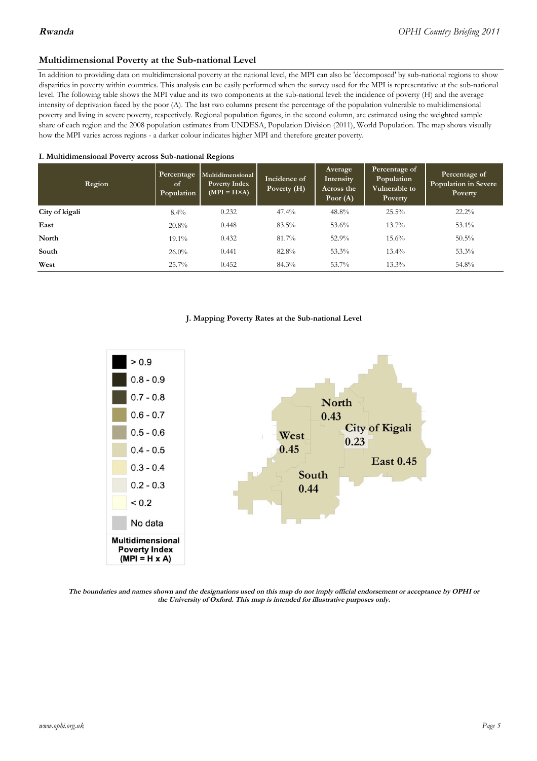## Multidimensional Poverty at the Sub-national Level

In addition to providing data on multidimensional poverty at the national level, the MPI can also be 'decomposed' by sub-national regions to show disparities in poverty within countries. This analysis can be easily performed when the survey used for the MPI is representative at the sub-national level. The following table shows the MPI value and its two components at the sub-national level: the incidence of poverty (H) and the average intensity of deprivation faced by the poor (A). The last two columns present the percentage of the population vulnerable to multidimensional poverty and living in severe poverty, respectively. Regional population figures, in the second column, are estimated using the weighted sample share of each region and the 2008 population estimates from UNDESA, Population Division (2011), World Population. The map shows visually how the MPI varies across regions - a darker colour indicates higher MPI and therefore greater poverty.

**I. Multidimensional Poverty across Sub-national Regions**

| Region | Percentage of Population | Multidimensional Poverty Index (MPI = H×A) | Incidence of Poverty (H) | Average Intensity Across the Poor (A) | Percentage of Population Vulnerable to Poverty | Percentage of Population in Severe Poverty |
|---|---|---|---|---|---|---|
| City of kigali | 8.4% | 0.232 | 47.4% | 48.8% | 25.5% | 22.2% |
| East | 20.8% | 0.448 | 83.5% | 53.6% | 13.7% | 53.1% |
| North | 19.1% | 0.432 | 81.7% | 52.9% | 15.6% | 50.5% |
| South | 26.0% | 0.441 | 82.8% | 53.3% | 13.4% | 53.3% |
| West | 25.7% | 0.452 | 84.3% | 53.7% | 13.3% | 54.8% |

**J. Mapping Poverty Rates at the Sub-national Level**

> 0.9
0.8 - 0.9
0.7 - 0.8
0.6 - 0.7
0.5 - 0.6
0.4 - 0.5
0.3 - 0.4
0.2 - 0.3
< 0.2
No data

**Multidimensional Poverty Index (MPI = H x A)**

North 0.43
City of Kigali 0.23
West 0.45
East 0.45
South 0.44

***The boundaries and names shown and the designations used on this map do not imply official endorsement or acceptance by OPHI or the University of Oxford. This map is intended for illustrative purposes only.***